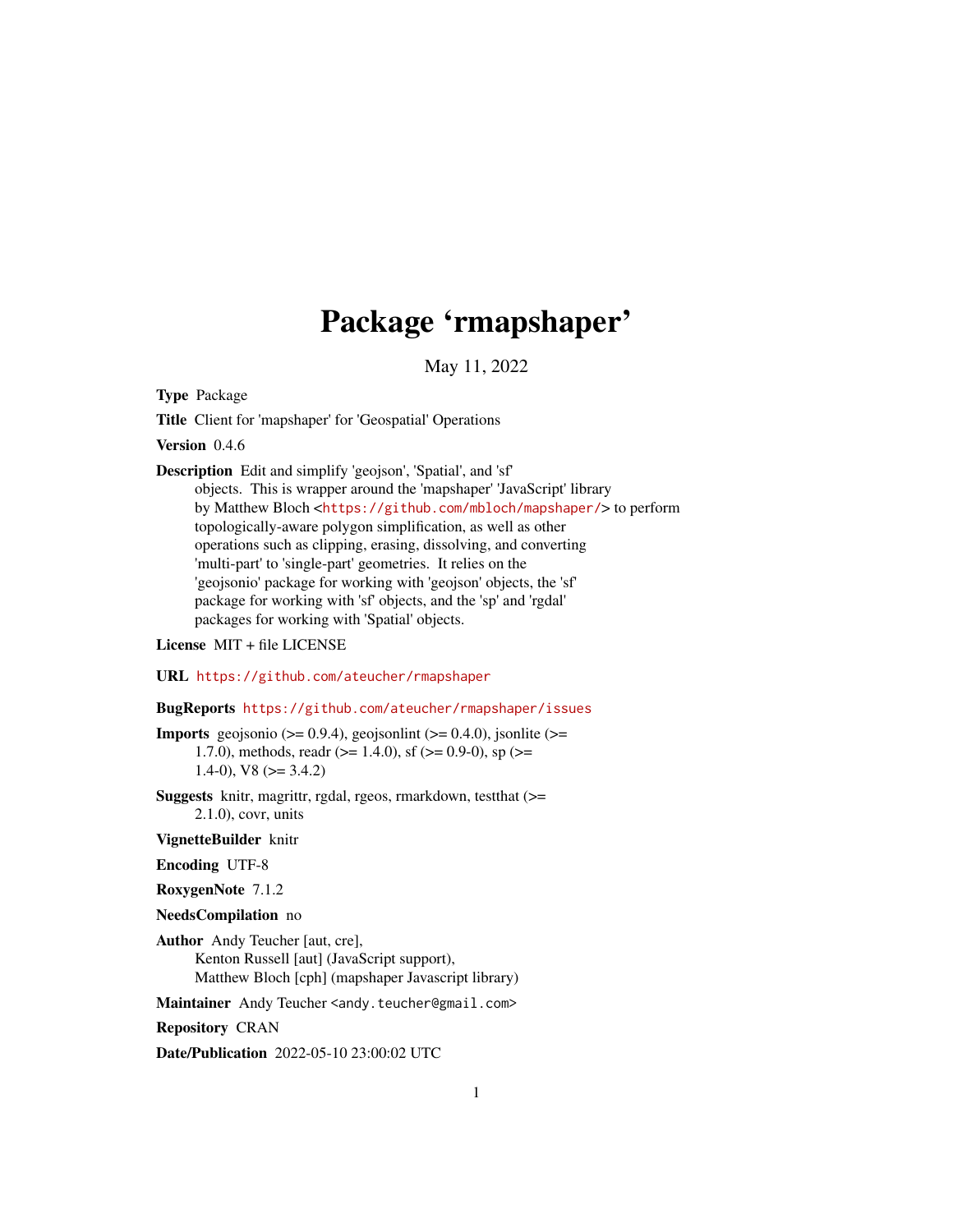# Package 'rmapshaper'

May 11, 2022

**Type** Package

**Title** Client for 'mapshaper' for 'Geospatial' Operations

**Version** 0.4.6

**Description** Edit and simplify 'geojson', 'Spatial', and 'sf' objects. This is wrapper around the 'mapshaper' 'JavaScript' library by Matthew Bloch <https://github.com/mbloch/mapshaper/> to perform topologically-aware polygon simplification, as well as other operations such as clipping, erasing, dissolving, and converting 'multi-part' to 'single-part' geometries. It relies on the 'geojsonio' package for working with 'geojson' objects, the 'sf' package for working with 'sf' objects, and the 'sp' and 'rgdal' packages for working with 'Spatial' objects.

**License** MIT + file LICENSE

**URL** https://github.com/ateucher/rmapshaper

**BugReports** https://github.com/ateucher/rmapshaper/issues

**Imports** geojsonio (>= 0.9.4), geojsonlint (>= 0.4.0), jsonlite (>= 1.7.0), methods, readr (>= 1.4.0), sf (>= 0.9-0), sp (>= 1.4-0), V8 (>= 3.4.2)

**Suggests** knitr, magrittr, rgdal, rgeos, rmarkdown, testthat (>= 2.1.0), covr, units

**VignetteBuilder** knitr

**Encoding** UTF-8

**RoxygenNote** 7.1.2

**NeedsCompilation** no

**Author** Andy Teucher [aut, cre],
Kenton Russell [aut] (JavaScript support),
Matthew Bloch [cph] (mapshaper Javascript library)

**Maintainer** Andy Teucher <andy.teucher@gmail.com>

**Repository** CRAN

**Date/Publication** 2022-05-10 23:00:02 UTC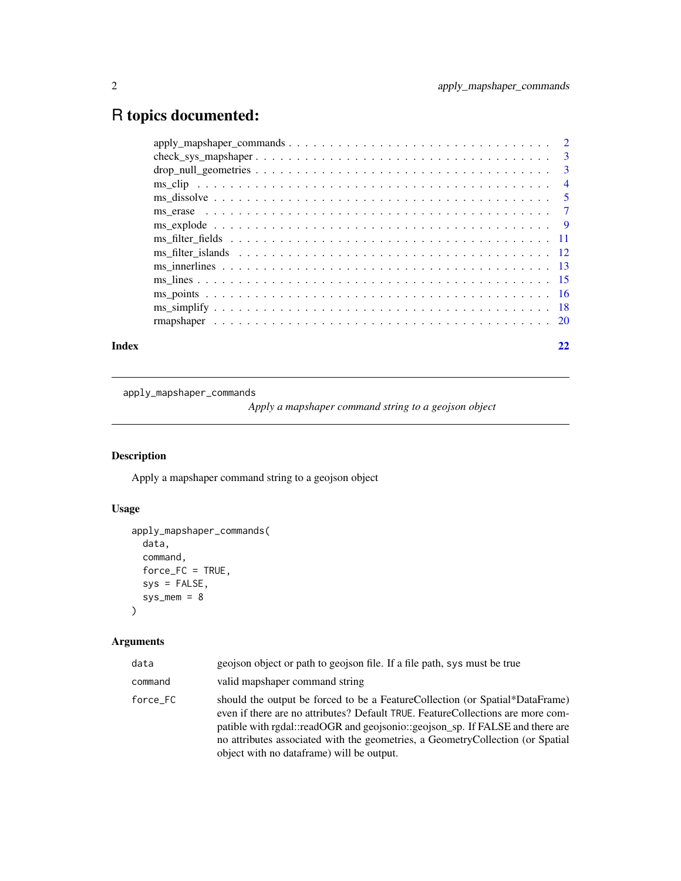# R topics documented:

| | |
|---|---|
| apply_mapshaper_commands | 2 |
| check_sys_mapshaper | 3 |
| drop_null_geometries | 3 |
| ms_clip | 4 |
| ms_dissolve | 5 |
| ms_erase | 7 |
| ms_explode | 9 |
| ms_filter_fields | 11 |
| ms_filter_islands | 12 |
| ms_innerlines | 13 |
| ms_lines | 15 |
| ms_points | 16 |
| ms_simplify | 18 |
| rmapshaper | 20 |
| **Index** | **22** |

---

apply_mapshaper_commands *Apply a mapshaper command string to a geojson object*

---

## Description

Apply a mapshaper command string to a geojson object

## Usage

```
apply_mapshaper_commands(
  data,
  command,
  force_FC = TRUE,
  sys = FALSE,
  sys_mem = 8
)
```

## Arguments

| | |
|---|---|
| data | geojson object or path to geojson file. If a file path, sys must be true |
| command | valid mapshaper command string |
| force_FC | should the output be forced to be a FeatureCollection (or Spatial*DataFrame) even if there are no attributes? Default TRUE. FeatureCollections are more compatible with rgdal::readOGR and geojsonio::geojson_sp. If FALSE and there are no attributes associated with the geometries, a GeometryCollection (or Spatial object with no dataframe) will be output. |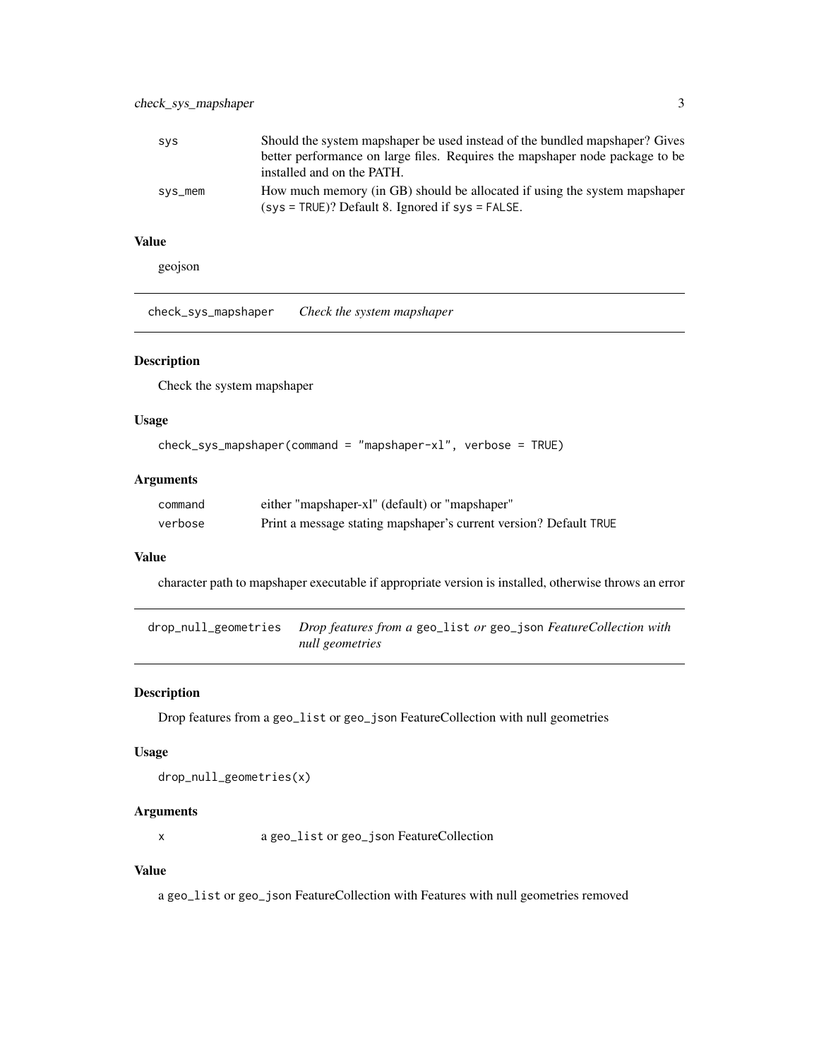| | |
|---|---|
| sys | Should the system mapshaper be used instead of the bundled mapshaper? Gives better performance on large files. Requires the mapshaper node package to be installed and on the PATH. |
| sys_mem | How much memory (in GB) should be allocated if using the system mapshaper (`sys = TRUE`)? Default 8. Ignored if `sys = FALSE`. |

### Value

geojson

---

## check_sys_mapshaper *Check the system mapshaper*

### Description

Check the system mapshaper

### Usage

```
check_sys_mapshaper(command = "mapshaper-xl", verbose = TRUE)
```

### Arguments

| | |
|---|---|
| command | either "mapshaper-xl" (default) or "mapshaper" |
| verbose | Print a message stating mapshaper's current version? Default `TRUE` |

### Value

character path to mapshaper executable if appropriate version is installed, otherwise throws an error

---

## drop_null_geometries *Drop features from a `geo_list` or `geo_json` FeatureCollection with null geometries*

### Description

Drop features from a `geo_list` or `geo_json` FeatureCollection with null geometries

### Usage

```
drop_null_geometries(x)
```

### Arguments

| | |
|---|---|
| x | a `geo_list` or `geo_json` FeatureCollection |

### Value

a `geo_list` or `geo_json` FeatureCollection with Features with null geometries removed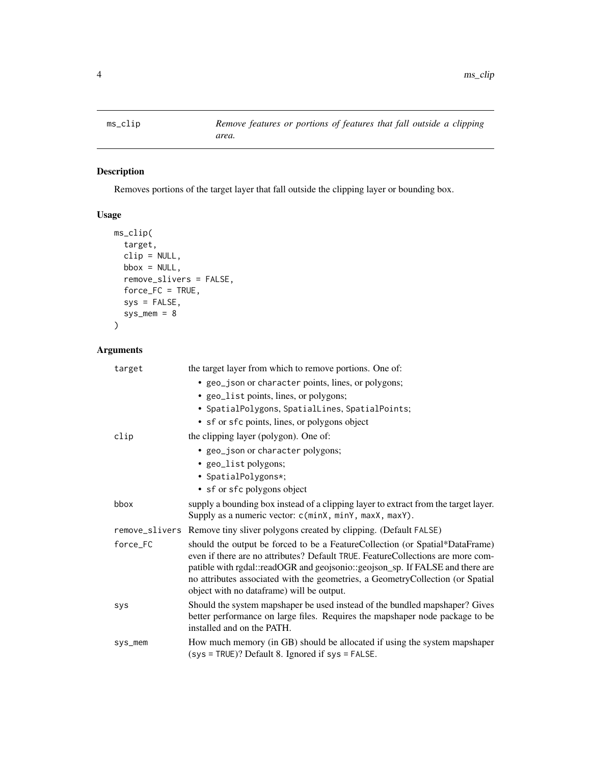## ms_clip — *Remove features or portions of features that fall outside a clipping area.*

### Description

Removes portions of the target layer that fall outside the clipping layer or bounding box.

### Usage

```
ms_clip(
  target,
  clip = NULL,
  bbox = NULL,
  remove_slivers = FALSE,
  force_FC = TRUE,
  sys = FALSE,
  sys_mem = 8
)
```

### Arguments

| Argument | Description |
|---|---|
| target | the target layer from which to remove portions. One of:<br>• geo_json or character points, lines, or polygons;<br>• geo_list points, lines, or polygons;<br>• SpatialPolygons, SpatialLines, SpatialPoints;<br>• sf or sfc points, lines, or polygons object |
| clip | the clipping layer (polygon). One of:<br>• geo_json or character polygons;<br>• geo_list polygons;<br>• SpatialPolygons*;<br>• sf or sfc polygons object |
| bbox | supply a bounding box instead of a clipping layer to extract from the target layer. Supply as a numeric vector: c(minX, minY, maxX, maxY). |
| remove_slivers | Remove tiny sliver polygons created by clipping. (Default FALSE) |
| force_FC | should the output be forced to be a FeatureCollection (or Spatial*DataFrame) even if there are no attributes? Default TRUE. FeatureCollections are more compatible with rgdal::readOGR and geojsonio::geojson_sp. If FALSE and there are no attributes associated with the geometries, a GeometryCollection (or Spatial object with no dataframe) will be output. |
| sys | Should the system mapshaper be used instead of the bundled mapshaper? Gives better performance on large files. Requires the mapshaper node package to be installed and on the PATH. |
| sys_mem | How much memory (in GB) should be allocated if using the system mapshaper (sys = TRUE)? Default 8. Ignored if sys = FALSE. |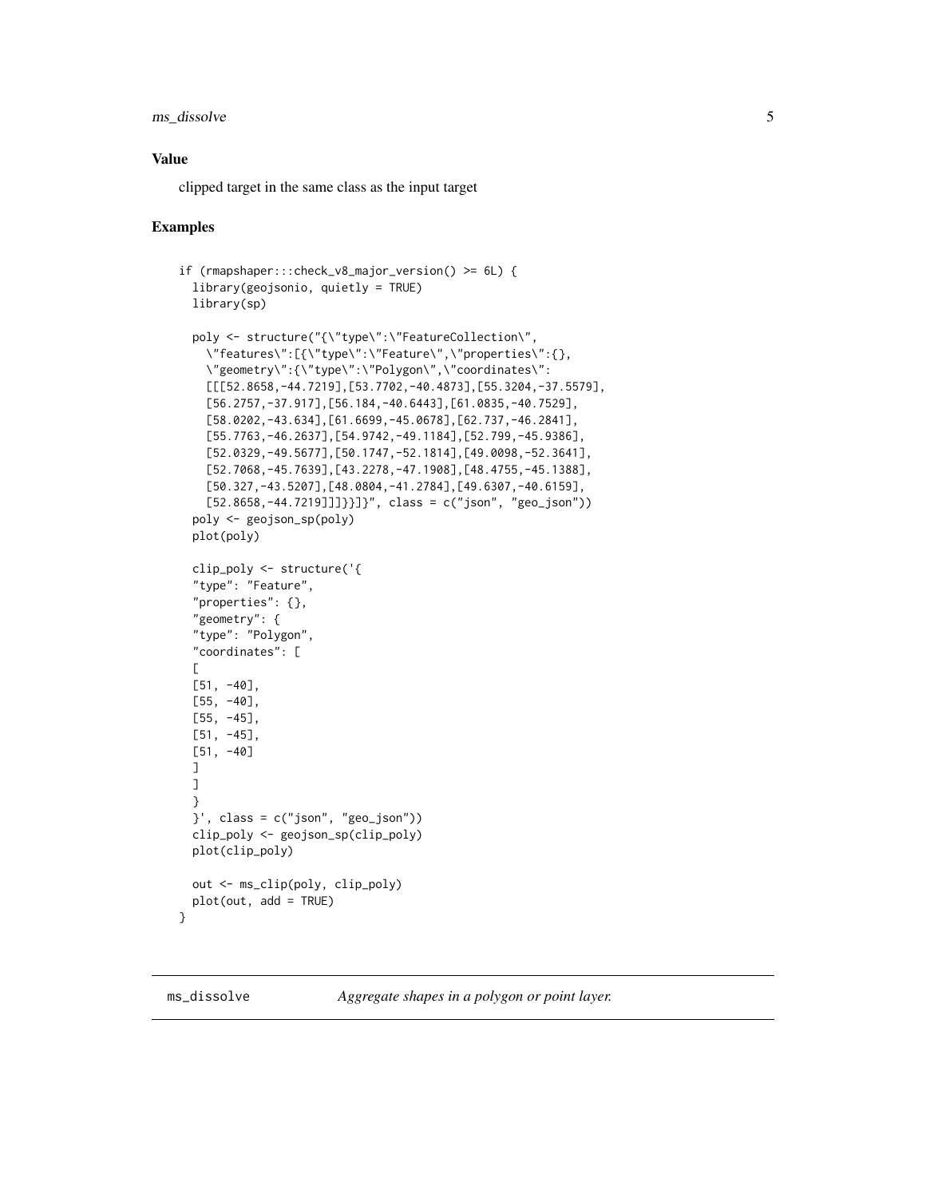### Value

clipped target in the same class as the input target

### Examples

```
if (rmapshaper:::check_v8_major_version() >= 6L) {
  library(geojsonio, quietly = TRUE)
  library(sp)

  poly <- structure("{\"type\":\"FeatureCollection\",
    \"features\":[{\"type\":\"Feature\",\"properties\":{},
    \"geometry\":{\"type\":\"Polygon\",\"coordinates\":
    [[[52.8658,-44.7219],[53.7702,-40.4873],[55.3204,-37.5579],
    [56.2757,-37.917],[56.184,-40.6443],[61.0835,-40.7529],
    [58.0202,-43.634],[61.6699,-45.0678],[62.737,-46.2841],
    [55.7763,-46.2637],[54.9742,-49.1184],[52.799,-45.9386],
    [52.0329,-49.5677],[50.1747,-52.1814],[49.0098,-52.3641],
    [52.7068,-45.7639],[43.2278,-47.1908],[48.4755,-45.1388],
    [50.327,-43.5207],[48.0804,-41.2784],[49.6307,-40.6159],
    [52.8658,-44.7219]]]}}]}", class = c("json", "geo_json"))
  poly <- geojson_sp(poly)
  plot(poly)

  clip_poly <- structure('{
  "type": "Feature",
  "properties": {},
  "geometry": {
  "type": "Polygon",
  "coordinates": [
  [
  [51, -40],
  [55, -40],
  [55, -45],
  [51, -45],
  [51, -40]
  ]
  ]
  }
  }', class = c("json", "geo_json"))
  clip_poly <- geojson_sp(clip_poly)
  plot(clip_poly)

  out <- ms_clip(poly, clip_poly)
  plot(out, add = TRUE)
}
```

---

## ms_dissolve *Aggregate shapes in a polygon or point layer.*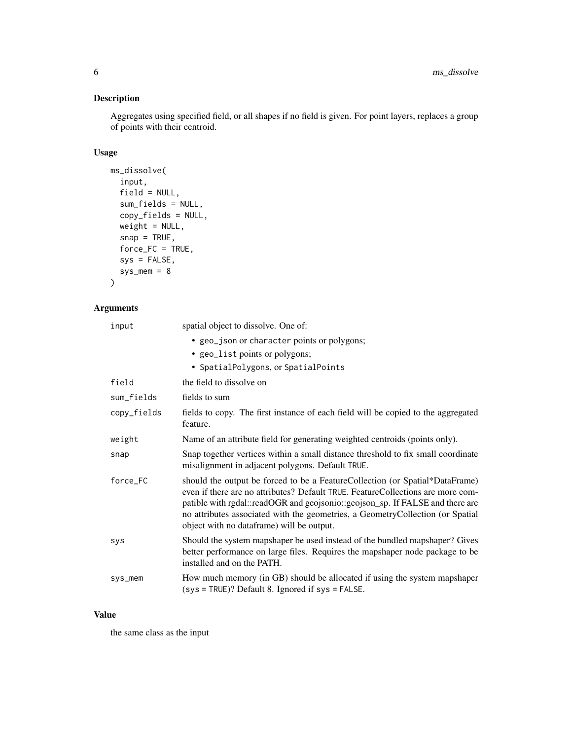## Description

Aggregates using specified field, or all shapes if no field is given. For point layers, replaces a group of points with their centroid.

## Usage

```
ms_dissolve(
  input,
  field = NULL,
  sum_fields = NULL,
  copy_fields = NULL,
  weight = NULL,
  snap = TRUE,
  force_FC = TRUE,
  sys = FALSE,
  sys_mem = 8
)
```

## Arguments

| | |
|---|---|
| `input` | spatial object to dissolve. One of:<br>• `geo_json` or `character` points or polygons;<br>• `geo_list` points or polygons;<br>• `SpatialPolygons`, or `SpatialPoints` |
| `field` | the field to dissolve on |
| `sum_fields` | fields to sum |
| `copy_fields` | fields to copy. The first instance of each field will be copied to the aggregated feature. |
| `weight` | Name of an attribute field for generating weighted centroids (points only). |
| `snap` | Snap together vertices within a small distance threshold to fix small coordinate misalignment in adjacent polygons. Default `TRUE`. |
| `force_FC` | should the output be forced to be a FeatureCollection (or Spatial*DataFrame) even if there are no attributes? Default `TRUE`. FeatureCollections are more compatible with rgdal::readOGR and geojsonio::geojson_sp. If FALSE and there are no attributes associated with the geometries, a GeometryCollection (or Spatial object with no dataframe) will be output. |
| `sys` | Should the system mapshaper be used instead of the bundled mapshaper? Gives better performance on large files. Requires the mapshaper node package to be installed and on the PATH. |
| `sys_mem` | How much memory (in GB) should be allocated if using the system mapshaper (`sys = TRUE`)? Default 8. Ignored if `sys = FALSE`. |

## Value

the same class as the input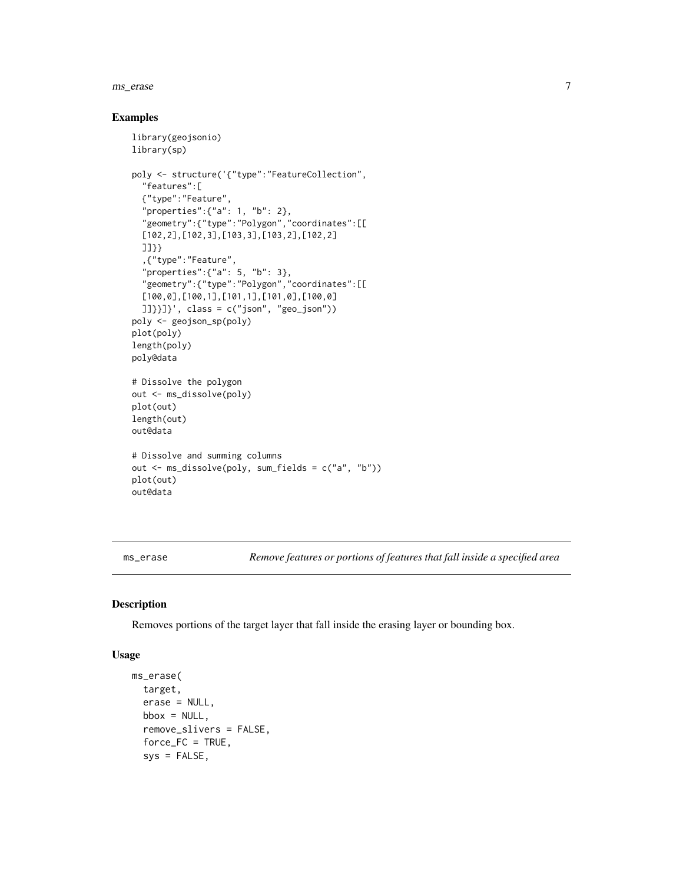## Examples

```
library(geojsonio)
library(sp)

poly <- structure('{"type":"FeatureCollection",
  "features":[
  {"type":"Feature",
  "properties":{"a": 1, "b": 2},
  "geometry":{"type":"Polygon","coordinates":[[
  [102,2],[102,3],[103,3],[103,2],[102,2]
  ]]}}
  ,{"type":"Feature",
  "properties":{"a": 5, "b": 3},
  "geometry":{"type":"Polygon","coordinates":[[
  [100,0],[100,1],[101,1],[101,0],[100,0]
  ]]}}]}', class = c("json", "geo_json"))
poly <- geojson_sp(poly)
plot(poly)
length(poly)
poly@data

# Dissolve the polygon
out <- ms_dissolve(poly)
plot(out)
length(out)
out@data

# Dissolve and summing columns
out <- ms_dissolve(poly, sum_fields = c("a", "b"))
plot(out)
out@data
```

---

`ms_erase` *Remove features or portions of features that fall inside a specified area*

---

## Description

Removes portions of the target layer that fall inside the erasing layer or bounding box.

## Usage

```
ms_erase(
  target,
  erase = NULL,
  bbox = NULL,
  remove_slivers = FALSE,
  force_FC = TRUE,
  sys = FALSE,
```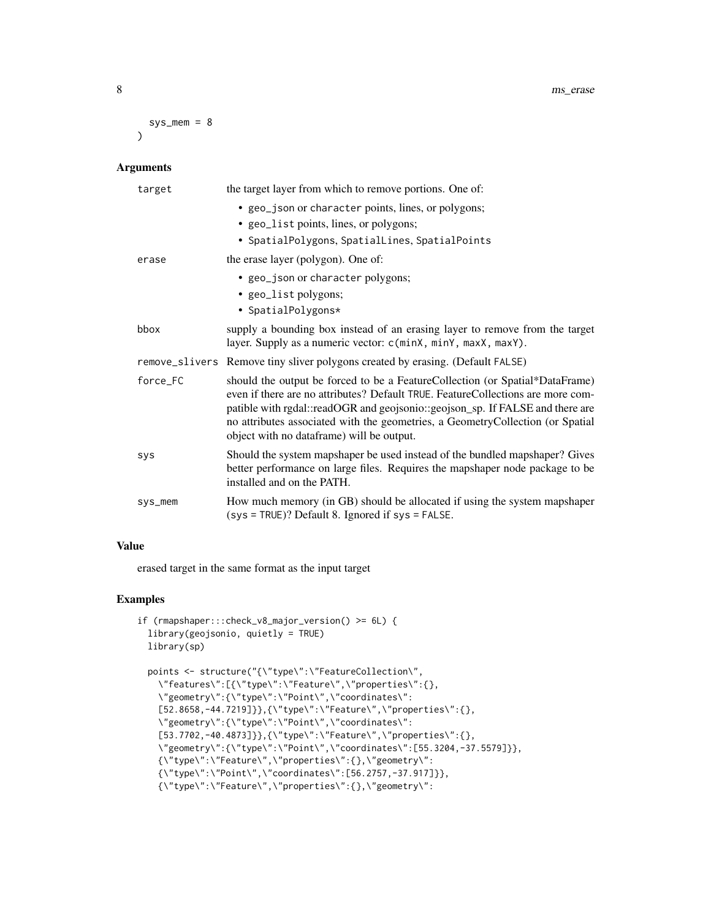```
  sys_mem = 8
)
```

## Arguments

| | |
|---|---|
| target | the target layer from which to remove portions. One of: <br>• geo_json or character points, lines, or polygons; <br>• geo_list points, lines, or polygons; <br>• SpatialPolygons, SpatialLines, SpatialPoints |
| erase | the erase layer (polygon). One of: <br>• geo_json or character polygons; <br>• geo_list polygons; <br>• SpatialPolygons* |
| bbox | supply a bounding box instead of an erasing layer to remove from the target layer. Supply as a numeric vector: c(minX, minY, maxX, maxY). |
| remove_slivers | Remove tiny sliver polygons created by erasing. (Default FALSE) |
| force_FC | should the output be forced to be a FeatureCollection (or Spatial*DataFrame) even if there are no attributes? Default TRUE. FeatureCollections are more compatible with rgdal::readOGR and geojsonio::geojson_sp. If FALSE and there are no attributes associated with the geometries, a GeometryCollection (or Spatial object with no dataframe) will be output. |
| sys | Should the system mapshaper be used instead of the bundled mapshaper? Gives better performance on large files. Requires the mapshaper node package to be installed and on the PATH. |
| sys_mem | How much memory (in GB) should be allocated if using the system mapshaper (sys = TRUE)? Default 8. Ignored if sys = FALSE. |

## Value

erased target in the same format as the input target

## Examples

```
if (rmapshaper:::check_v8_major_version() >= 6L) {
  library(geojsonio, quietly = TRUE)
  library(sp)

  points <- structure("{\"type\":\"FeatureCollection\",
    \"features\":[{\"type\":\"Feature\",\"properties\":{},
    \"geometry\":{\"type\":\"Point\",\"coordinates\":
    [52.8658,-44.7219]}},{\"type\":\"Feature\",\"properties\":{},
    \"geometry\":{\"type\":\"Point\",\"coordinates\":
    [53.7702,-40.4873]}},{\"type\":\"Feature\",\"properties\":{},
    \"geometry\":{\"type\":\"Point\",\"coordinates\":[55.3204,-37.5579]}},
    {\"type\":\"Feature\",\"properties\":{},\"geometry\":
    {\"type\":\"Point\",\"coordinates\":[56.2757,-37.917]}},
    {\"type\":\"Feature\",\"properties\":{},\"geometry\":
```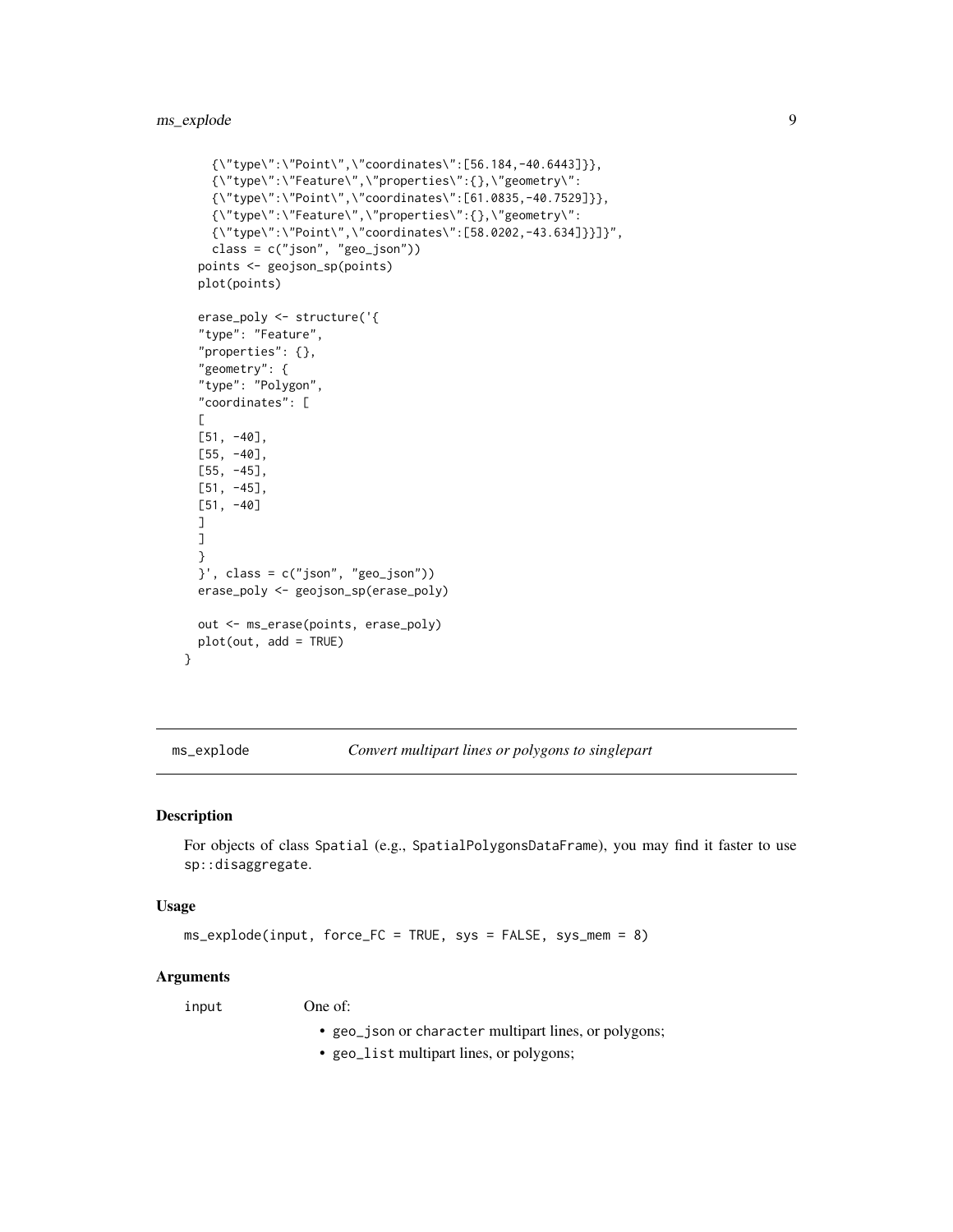```
    {\"type\":\"Point\",\"coordinates\":[56.184,-40.6443]}},
    {\"type\":\"Feature\",\"properties\":{},\"geometry\":
    {\"type\":\"Point\",\"coordinates\":[61.0835,-40.7529]}},
    {\"type\":\"Feature\",\"properties\":{},\"geometry\":
    {\"type\":\"Point\",\"coordinates\":[58.0202,-43.634]}}]}",
    class = c("json", "geo_json"))
  points <- geojson_sp(points)
  plot(points)

  erase_poly <- structure('{
  "type": "Feature",
  "properties": {},
  "geometry": {
  "type": "Polygon",
  "coordinates": [
  [
  [51, -40],
  [55, -40],
  [55, -45],
  [51, -45],
  [51, -40]
  ]
  ]
  }
  }', class = c("json", "geo_json"))
  erase_poly <- geojson_sp(erase_poly)

  out <- ms_erase(points, erase_poly)
  plot(out, add = TRUE)
}
```

## ms_explode *Convert multipart lines or polygons to singlepart*

### Description

For objects of class Spatial (e.g., SpatialPolygonsDataFrame), you may find it faster to use sp::disaggregate.

### Usage

```
ms_explode(input, force_FC = TRUE, sys = FALSE, sys_mem = 8)
```

### Arguments

input One of:

- geo_json or character multipart lines, or polygons;
- geo_list multipart lines, or polygons;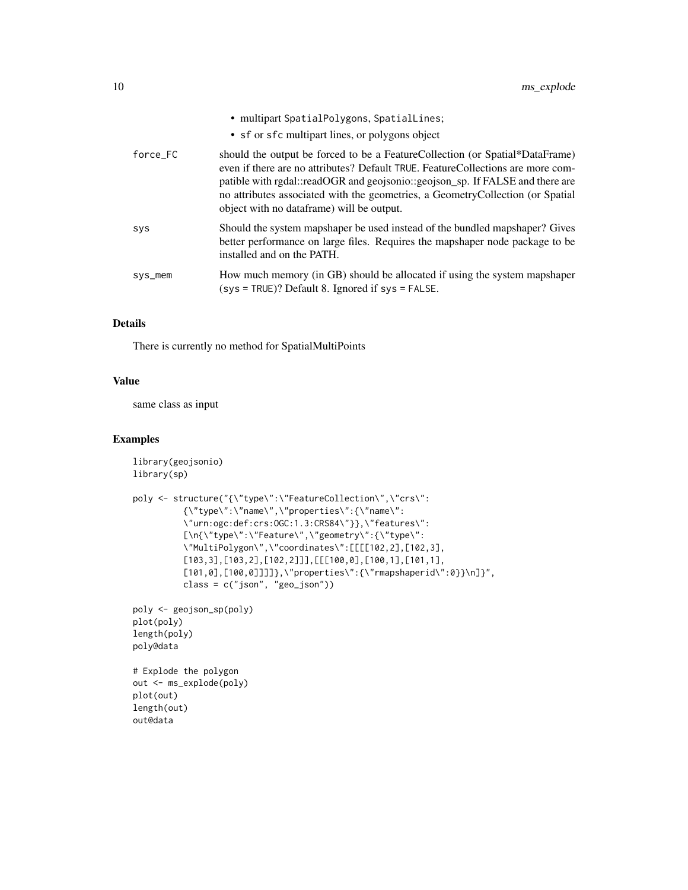- multipart SpatialPolygons, SpatialLines;
- sf or sfc multipart lines, or polygons object

| | |
|---|---|
| force_FC | should the output be forced to be a FeatureCollection (or Spatial*DataFrame) even if there are no attributes? Default TRUE. FeatureCollections are more compatible with rgdal::readOGR and geojsonio::geojson_sp. If FALSE and there are no attributes associated with the geometries, a GeometryCollection (or Spatial object with no dataframe) will be output. |
| sys | Should the system mapshaper be used instead of the bundled mapshaper? Gives better performance on large files. Requires the mapshaper node package to be installed and on the PATH. |
| sys_mem | How much memory (in GB) should be allocated if using the system mapshaper (sys = TRUE)? Default 8. Ignored if sys = FALSE. |

## Details

There is currently no method for SpatialMultiPoints

## Value

same class as input

## Examples

```
library(geojsonio)
library(sp)

poly <- structure("{\"type\":\"FeatureCollection\",\"crs\":
          {\"type\":\"name\",\"properties\":{\"name\":
          \"urn:ogc:def:crs:OGC:1.3:CRS84\"}},\"features\":
          [\n{\"type\":\"Feature\",\"geometry\":{\"type\":
          \"MultiPolygon\",\"coordinates\":[[[[102,2],[102,3],
          [103,3],[103,2],[102,2]]],[[[100,0],[100,1],[101,1],
          [101,0],[100,0]]]]},\"properties\":{\"rmapshaperid\":0}}\n]}",
          class = c("json", "geo_json"))

poly <- geojson_sp(poly)
plot(poly)
length(poly)
poly@data

# Explode the polygon
out <- ms_explode(poly)
plot(out)
length(out)
out@data
```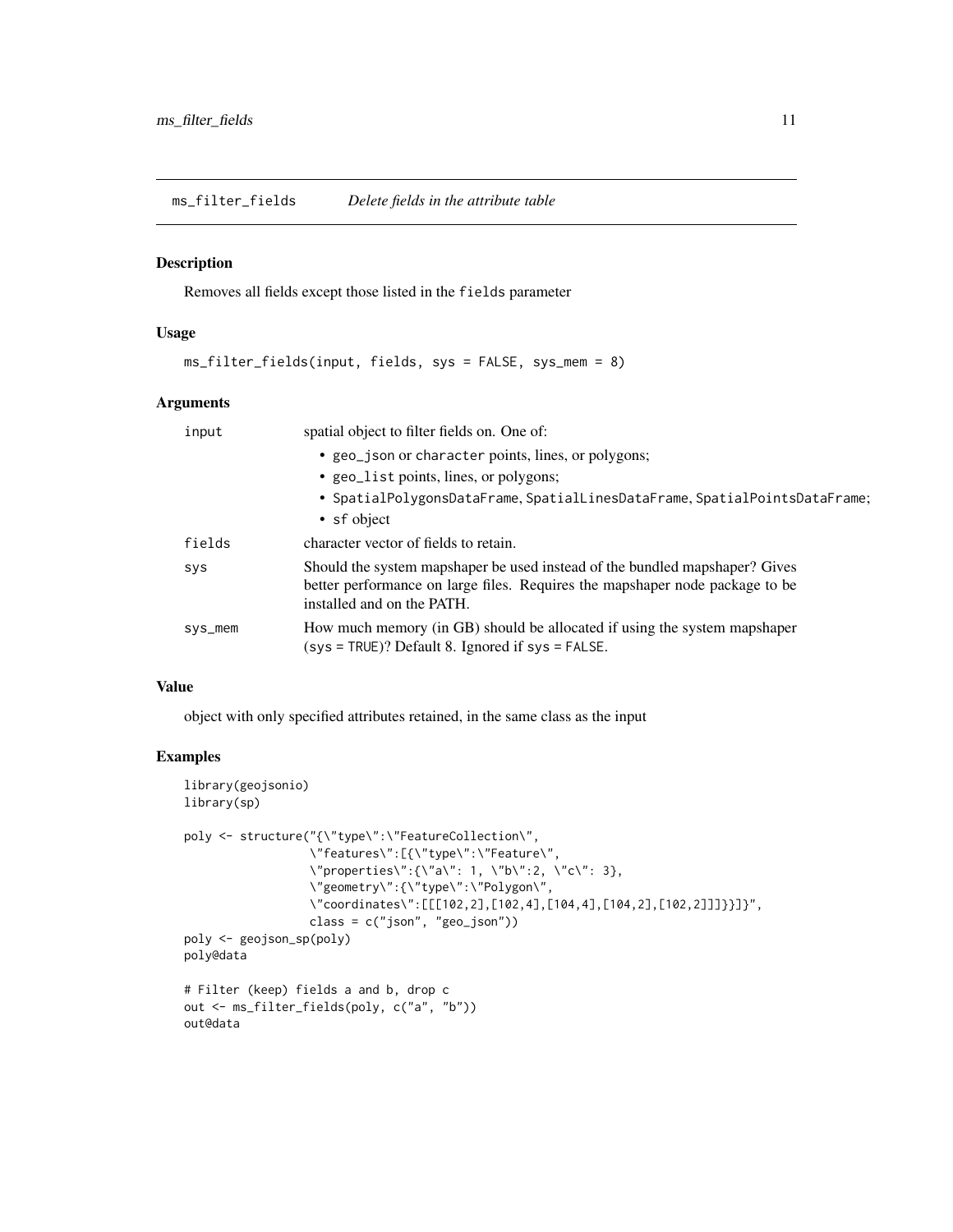## ms_filter_fields *Delete fields in the attribute table*

### Description

Removes all fields except those listed in the `fields` parameter

### Usage

```
ms_filter_fields(input, fields, sys = FALSE, sys_mem = 8)
```

### Arguments

| | |
|---|---|
| `input` | spatial object to filter fields on. One of:<br>• `geo_json` or `character` points, lines, or polygons;<br>• `geo_list` points, lines, or polygons;<br>• `SpatialPolygonsDataFrame`, `SpatialLinesDataFrame`, `SpatialPointsDataFrame`;<br>• `sf` object |
| `fields` | character vector of fields to retain. |
| `sys` | Should the system mapshaper be used instead of the bundled mapshaper? Gives better performance on large files. Requires the mapshaper node package to be installed and on the PATH. |
| `sys_mem` | How much memory (in GB) should be allocated if using the system mapshaper (`sys = TRUE`)? Default 8. Ignored if `sys = FALSE`. |

### Value

object with only specified attributes retained, in the same class as the input

### Examples

```
library(geojsonio)
library(sp)

poly <- structure("{\"type\":\"FeatureCollection\",
                 \"features\":[{\"type\":\"Feature\",
                 \"properties\":{\"a\": 1, \"b\":2, \"c\": 3},
                 \"geometry\":{\"type\":\"Polygon\",
                 \"coordinates\":[[[102,2],[102,4],[104,4],[104,2],[102,2]]]}}]}",
                 class = c("json", "geo_json"))
poly <- geojson_sp(poly)
poly@data

# Filter (keep) fields a and b, drop c
out <- ms_filter_fields(poly, c("a", "b"))
out@data
```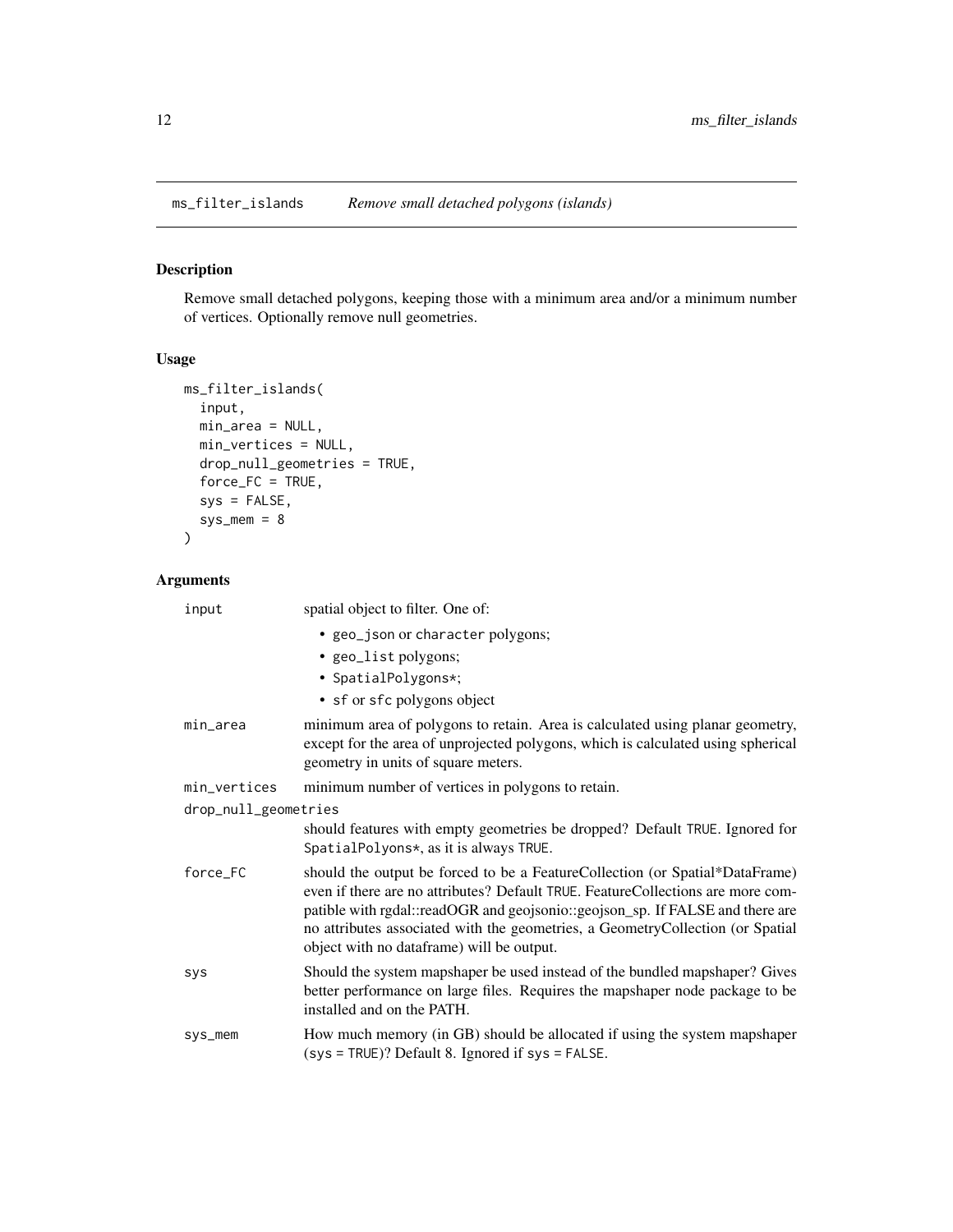## ms_filter_islands *Remove small detached polygons (islands)*

### Description

Remove small detached polygons, keeping those with a minimum area and/or a minimum number of vertices. Optionally remove null geometries.

### Usage

```
ms_filter_islands(
  input,
  min_area = NULL,
  min_vertices = NULL,
  drop_null_geometries = TRUE,
  force_FC = TRUE,
  sys = FALSE,
  sys_mem = 8
)
```

### Arguments

| | |
|---|---|
| `input` | spatial object to filter. One of: <br> • `geo_json` or `character` polygons; <br> • `geo_list` polygons; <br> • `SpatialPolygons*`; <br> • `sf` or `sfc` polygons object |
| `min_area` | minimum area of polygons to retain. Area is calculated using planar geometry, except for the area of unprojected polygons, which is calculated using spherical geometry in units of square meters. |
| `min_vertices` | minimum number of vertices in polygons to retain. |
| `drop_null_geometries` | should features with empty geometries be dropped? Default `TRUE`. Ignored for `SpatialPolyons*`, as it is always `TRUE`. |
| `force_FC` | should the output be forced to be a FeatureCollection (or Spatial*DataFrame) even if there are no attributes? Default `TRUE`. FeatureCollections are more compatible with rgdal::readOGR and geojsonio::geojson_sp. If FALSE and there are no attributes associated with the geometries, a GeometryCollection (or Spatial object with no dataframe) will be output. |
| `sys` | Should the system mapshaper be used instead of the bundled mapshaper? Gives better performance on large files. Requires the mapshaper node package to be installed and on the PATH. |
| `sys_mem` | How much memory (in GB) should be allocated if using the system mapshaper (`sys = TRUE`)? Default 8. Ignored if `sys = FALSE`. |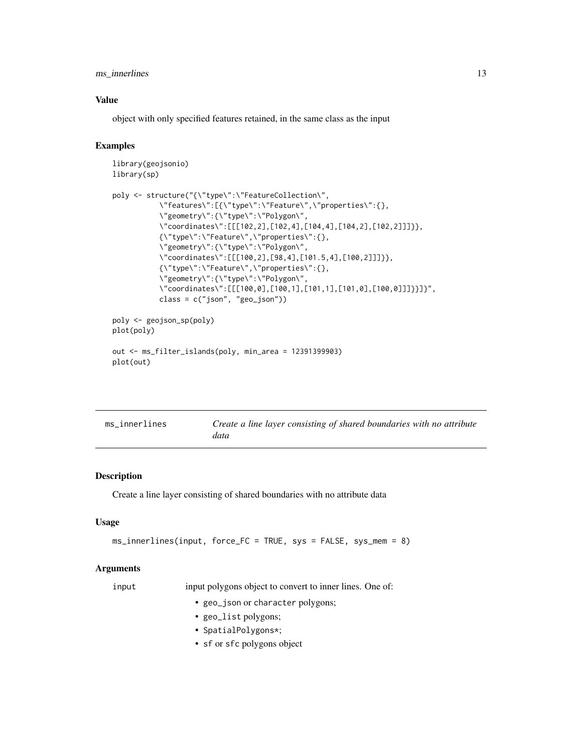## Value

object with only specified features retained, in the same class as the input

## Examples

```
library(geojsonio)
library(sp)

poly <- structure("{\"type\":\"FeatureCollection\",
          \"features\":[{\"type\":\"Feature\",\"properties\":{},
          \"geometry\":{\"type\":\"Polygon\",
          \"coordinates\":[[[102,2],[102,4],[104,4],[104,2],[102,2]]]}},
          {\"type\":\"Feature\",\"properties\":{},
          \"geometry\":{\"type\":\"Polygon\",
          \"coordinates\":[[[100,2],[98,4],[101.5,4],[100,2]]]}},
          {\"type\":\"Feature\",\"properties\":{},
          \"geometry\":{\"type\":\"Polygon\",
          \"coordinates\":[[[100,0],[100,1],[101,1],[101,0],[100,0]]]}}]}",
          class = c("json", "geo_json"))

poly <- geojson_sp(poly)
plot(poly)

out <- ms_filter_islands(poly, min_area = 12391399903)
plot(out)
```

---

# ms_innerlines — *Create a line layer consisting of shared boundaries with no attribute data*

## Description

Create a line layer consisting of shared boundaries with no attribute data

## Usage

```
ms_innerlines(input, force_FC = TRUE, sys = FALSE, sys_mem = 8)
```

## Arguments

`input` — input polygons object to convert to inner lines. One of:

- `geo_json` or `character` polygons;
- `geo_list` polygons;
- `SpatialPolygons*`;
- `sf` or `sfc` polygons object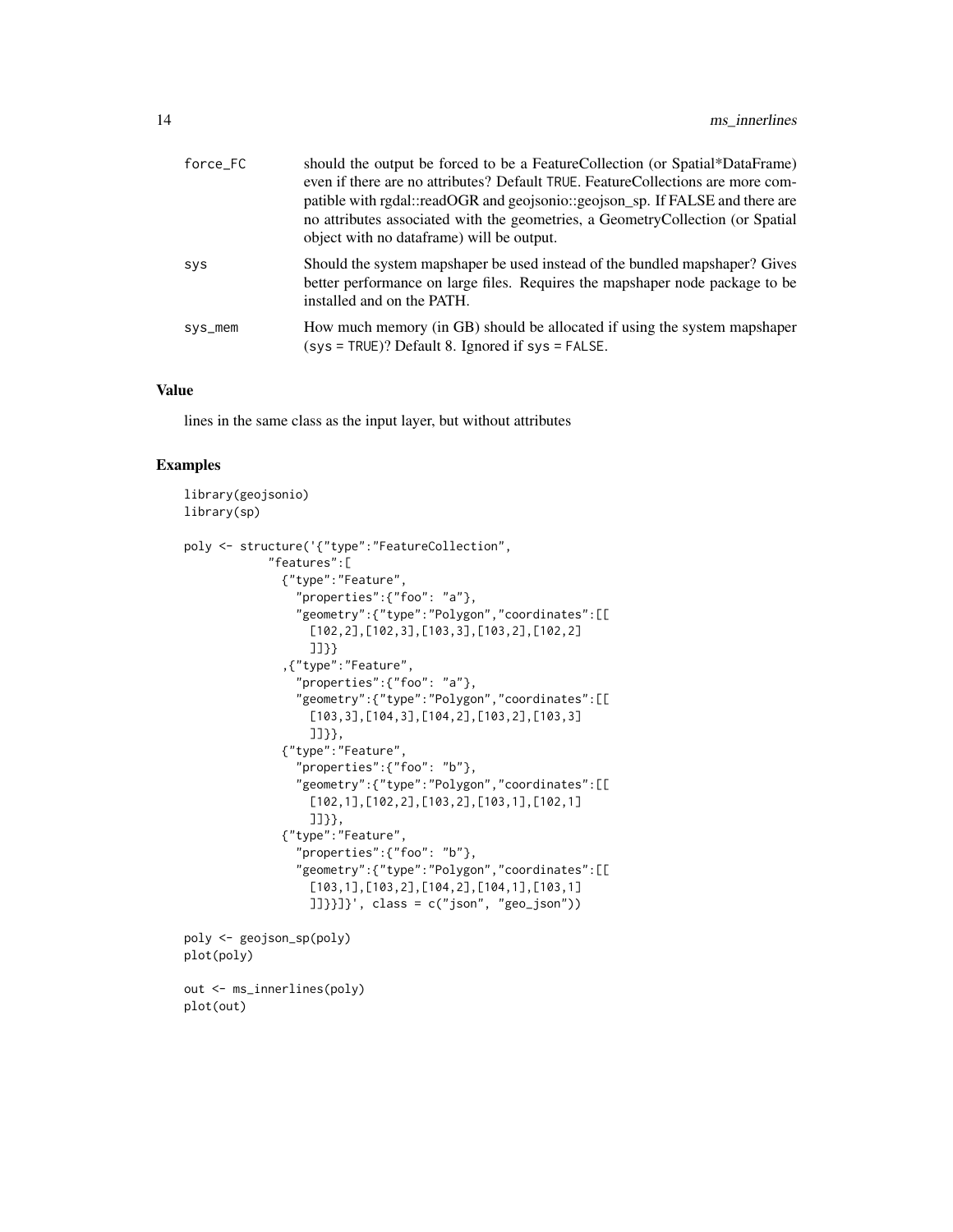| | |
|---|---|
| force_FC | should the output be forced to be a FeatureCollection (or Spatial*DataFrame) even if there are no attributes? Default TRUE. FeatureCollections are more compatible with rgdal::readOGR and geojsonio::geojson_sp. If FALSE and there are no attributes associated with the geometries, a GeometryCollection (or Spatial object with no dataframe) will be output. |
| sys | Should the system mapshaper be used instead of the bundled mapshaper? Gives better performance on large files. Requires the mapshaper node package to be installed and on the PATH. |
| sys_mem | How much memory (in GB) should be allocated if using the system mapshaper (sys = TRUE)? Default 8. Ignored if sys = FALSE. |

## Value

lines in the same class as the input layer, but without attributes

## Examples

```
library(geojsonio)
library(sp)

poly <- structure('{"type":"FeatureCollection",
            "features":[
              {"type":"Feature",
                "properties":{"foo": "a"},
                "geometry":{"type":"Polygon","coordinates":[[
                  [102,2],[102,3],[103,3],[103,2],[102,2]
                  ]]}}
              ,{"type":"Feature",
                "properties":{"foo": "a"},
                "geometry":{"type":"Polygon","coordinates":[[
                  [103,3],[104,3],[104,2],[103,2],[103,3]
                  ]]}},
              {"type":"Feature",
                "properties":{"foo": "b"},
                "geometry":{"type":"Polygon","coordinates":[[
                  [102,1],[102,2],[103,2],[103,1],[102,1]
                  ]]}},
              {"type":"Feature",
                "properties":{"foo": "b"},
                "geometry":{"type":"Polygon","coordinates":[[
                  [103,1],[103,2],[104,2],[104,1],[103,1]
                  ]]}}]}', class = c("json", "geo_json"))

poly <- geojson_sp(poly)
plot(poly)

out <- ms_innerlines(poly)
plot(out)
```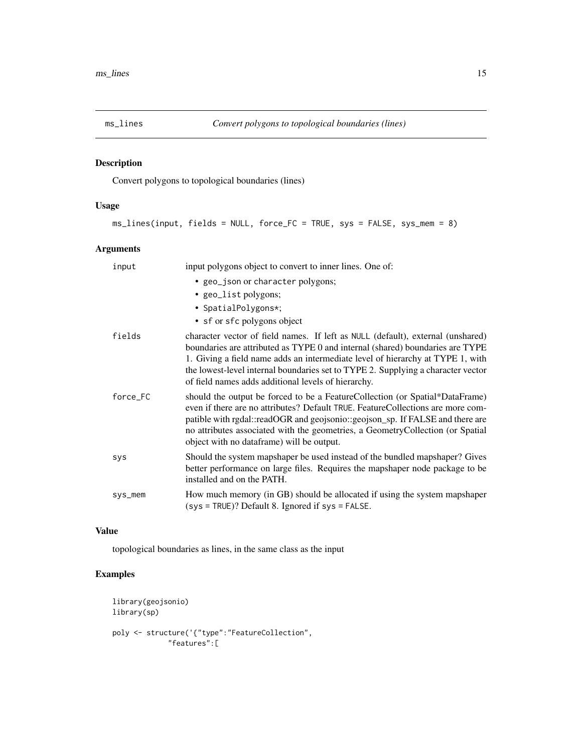## ms_lines — *Convert polygons to topological boundaries (lines)*

### Description

Convert polygons to topological boundaries (lines)

### Usage

```
ms_lines(input, fields = NULL, force_FC = TRUE, sys = FALSE, sys_mem = 8)
```

### Arguments

| Argument | Description |
| --- | --- |
| input | input polygons object to convert to inner lines. One of: <br>• geo_json or character polygons; <br>• geo_list polygons; <br>• SpatialPolygons*; <br>• sf or sfc polygons object |
| fields | character vector of field names. If left as NULL (default), external (unshared) boundaries are attributed as TYPE 0 and internal (shared) boundaries are TYPE 1. Giving a field name adds an intermediate level of hierarchy at TYPE 1, with the lowest-level internal boundaries set to TYPE 2. Supplying a character vector of field names adds additional levels of hierarchy. |
| force_FC | should the output be forced to be a FeatureCollection (or Spatial*DataFrame) even if there are no attributes? Default TRUE. FeatureCollections are more compatible with rgdal::readOGR and geojsonio::geojson_sp. If FALSE and there are no attributes associated with the geometries, a GeometryCollection (or Spatial object with no dataframe) will be output. |
| sys | Should the system mapshaper be used instead of the bundled mapshaper? Gives better performance on large files. Requires the mapshaper node package to be installed and on the PATH. |
| sys_mem | How much memory (in GB) should be allocated if using the system mapshaper (sys = TRUE)? Default 8. Ignored if sys = FALSE. |

### Value

topological boundaries as lines, in the same class as the input

### Examples

```
library(geojsonio)
library(sp)

poly <- structure('{"type":"FeatureCollection",
            "features":[
```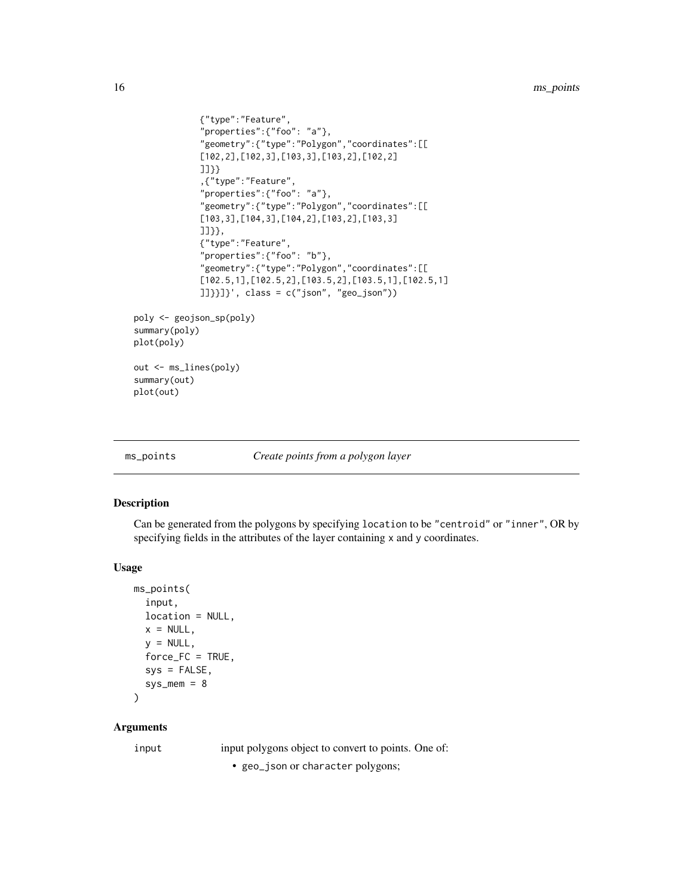```
            {"type":"Feature",
            "properties":{"foo": "a"},
            "geometry":{"type":"Polygon","coordinates":[[
            [102,2],[102,3],[103,3],[103,2],[102,2]
            ]]}}
            ,{"type":"Feature",
            "properties":{"foo": "a"},
            "geometry":{"type":"Polygon","coordinates":[[
            [103,3],[104,3],[104,2],[103,2],[103,3]
            ]]}},
            {"type":"Feature",
            "properties":{"foo": "b"},
            "geometry":{"type":"Polygon","coordinates":[[
            [102.5,1],[102.5,2],[103.5,2],[103.5,1],[102.5,1]
            ]]}}]}', class = c("json", "geo_json"))

poly <- geojson_sp(poly)
summary(poly)
plot(poly)

out <- ms_lines(poly)
summary(out)
plot(out)
```

## ms_points — *Create points from a polygon layer*

### Description

Can be generated from the polygons by specifying location to be "centroid" or "inner", OR by specifying fields in the attributes of the layer containing x and y coordinates.

### Usage

```
ms_points(
  input,
  location = NULL,
  x = NULL,
  y = NULL,
  force_FC = TRUE,
  sys = FALSE,
  sys_mem = 8
)
```

### Arguments

input — input polygons object to convert to points. One of:

- geo_json or character polygons;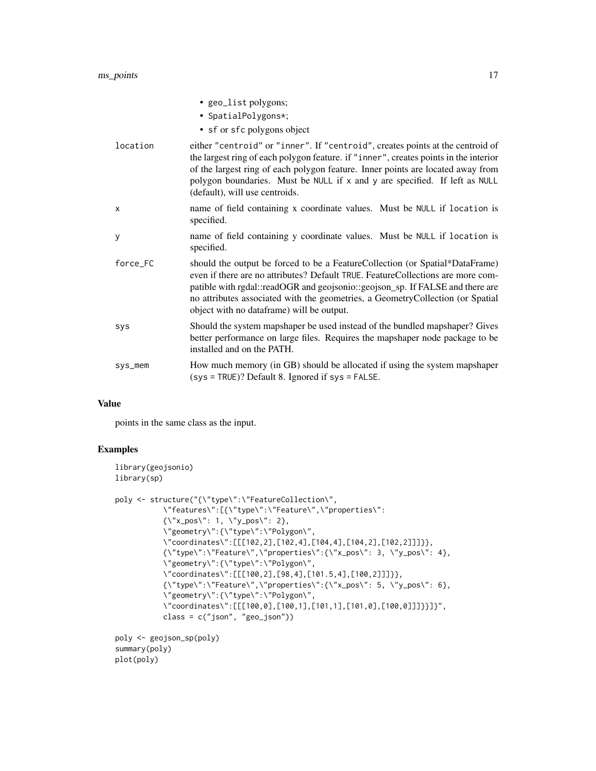- geo_list polygons;
- SpatialPolygons*;
- sf or sfc polygons object

location
: either "centroid" or "inner". If "centroid", creates points at the centroid of the largest ring of each polygon feature. if "inner", creates points in the interior of the largest ring of each polygon feature. Inner points are located away from polygon boundaries. Must be NULL if x and y are specified. If left as NULL (default), will use centroids.

x
: name of field containing x coordinate values. Must be NULL if location is specified.

y
: name of field containing y coordinate values. Must be NULL if location is specified.

force_FC
: should the output be forced to be a FeatureCollection (or Spatial*DataFrame) even if there are no attributes? Default TRUE. FeatureCollections are more compatible with rgdal::readOGR and geojsonio::geojson_sp. If FALSE and there are no attributes associated with the geometries, a GeometryCollection (or Spatial object with no dataframe) will be output.

sys
: Should the system mapshaper be used instead of the bundled mapshaper? Gives better performance on large files. Requires the mapshaper node package to be installed and on the PATH.

sys_mem
: How much memory (in GB) should be allocated if using the system mapshaper (sys = TRUE)? Default 8. Ignored if sys = FALSE.

## Value

points in the same class as the input.

## Examples

```
library(geojsonio)
library(sp)

poly <- structure("{\"type\":\"FeatureCollection\",
           \"features\":[{\"type\":\"Feature\",\"properties\":
           {\"x_pos\": 1, \"y_pos\": 2},
           \"geometry\":{\"type\":\"Polygon\",
           \"coordinates\":[[[102,2],[102,4],[104,4],[104,2],[102,2]]]}},
           {\"type\":\"Feature\",\"properties\":{\"x_pos\": 3, \"y_pos\": 4},
           \"geometry\":{\"type\":\"Polygon\",
           \"coordinates\":[[[100,2],[98,4],[101.5,4],[100,2]]]}},
           {\"type\":\"Feature\",\"properties\":{\"x_pos\": 5, \"y_pos\": 6},
           \"geometry\":{\"type\":\"Polygon\",
           \"coordinates\":[[[100,0],[100,1],[101,1],[101,0],[100,0]]]}}]}",
           class = c("json", "geo_json"))

poly <- geojson_sp(poly)
summary(poly)
plot(poly)
```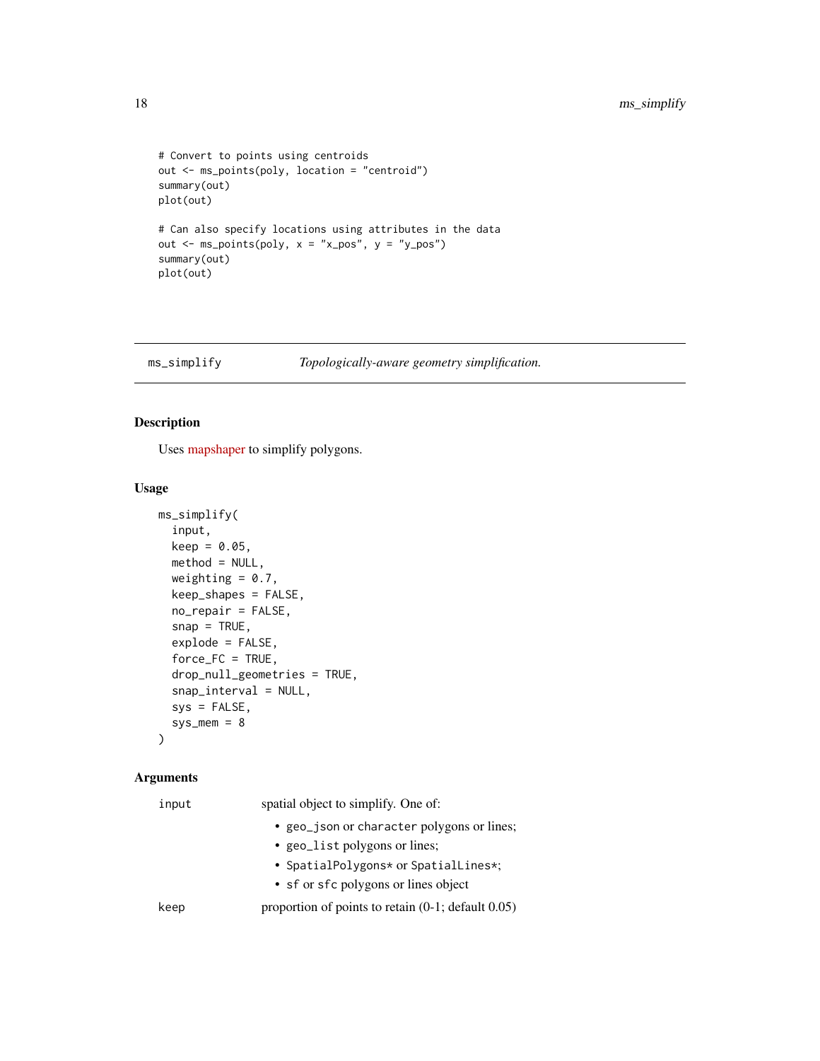```
# Convert to points using centroids
out <- ms_points(poly, location = "centroid")
summary(out)
plot(out)

# Can also specify locations using attributes in the data
out <- ms_points(poly, x = "x_pos", y = "y_pos")
summary(out)
plot(out)
```

## ms_simplify — *Topologically-aware geometry simplification.*

### Description

Uses mapshaper to simplify polygons.

### Usage

```
ms_simplify(
  input,
  keep = 0.05,
  method = NULL,
  weighting = 0.7,
  keep_shapes = FALSE,
  no_repair = FALSE,
  snap = TRUE,
  explode = FALSE,
  force_FC = TRUE,
  drop_null_geometries = TRUE,
  snap_interval = NULL,
  sys = FALSE,
  sys_mem = 8
)
```

### Arguments

| | |
|---|---|
| `input` | spatial object to simplify. One of:<br>• `geo_json` or `character` polygons or lines;<br>• `geo_list` polygons or lines;<br>• `SpatialPolygons*` or `SpatialLines*`;<br>• `sf` or `sfc` polygons or lines object |
| `keep` | proportion of points to retain (0-1; default 0.05) |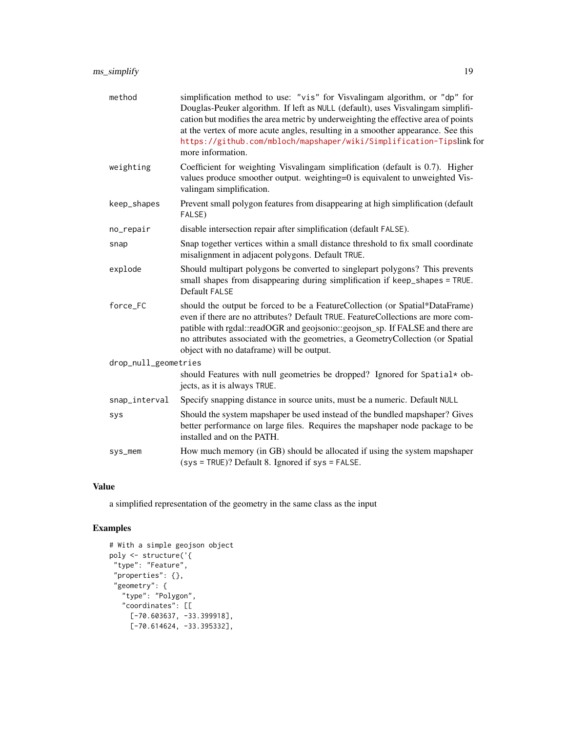| | |
|---|---|
| method | simplification method to use: "vis" for Visvalingam algorithm, or "dp" for Douglas-Peuker algorithm. If left as NULL (default), uses Visvalingam simplification but modifies the area metric by underweighting the effective area of points at the vertex of more acute angles, resulting in a smoother appearance. See this https://github.com/mbloch/mapshaper/wiki/Simplification-Tipslink for more information. |
| weighting | Coefficient for weighting Visvalingam simplification (default is 0.7). Higher values produce smoother output. weighting=0 is equivalent to unweighted Visvalingam simplification. |
| keep_shapes | Prevent small polygon features from disappearing at high simplification (default FALSE) |
| no_repair | disable intersection repair after simplification (default FALSE). |
| snap | Snap together vertices within a small distance threshold to fix small coordinate misalignment in adjacent polygons. Default TRUE. |
| explode | Should multipart polygons be converted to singlepart polygons? This prevents small shapes from disappearing during simplification if keep_shapes = TRUE. Default FALSE |
| force_FC | should the output be forced to be a FeatureCollection (or Spatial*DataFrame) even if there are no attributes? Default TRUE. FeatureCollections are more compatible with rgdal::readOGR and geojsonio::geojson_sp. If FALSE and there are no attributes associated with the geometries, a GeometryCollection (or Spatial object with no dataframe) will be output. |
| drop_null_geometries | should Features with null geometries be dropped? Ignored for Spatial* objects, as it is always TRUE. |
| snap_interval | Specify snapping distance in source units, must be a numeric. Default NULL |
| sys | Should the system mapshaper be used instead of the bundled mapshaper? Gives better performance on large files. Requires the mapshaper node package to be installed and on the PATH. |
| sys_mem | How much memory (in GB) should be allocated if using the system mapshaper (sys = TRUE)? Default 8. Ignored if sys = FALSE. |

## Value

a simplified representation of the geometry in the same class as the input

## Examples

```
# With a simple geojson object
poly <- structure('{
 "type": "Feature",
 "properties": {},
 "geometry": {
   "type": "Polygon",
   "coordinates": [[
     [-70.603637, -33.399918],
     [-70.614624, -33.395332],
```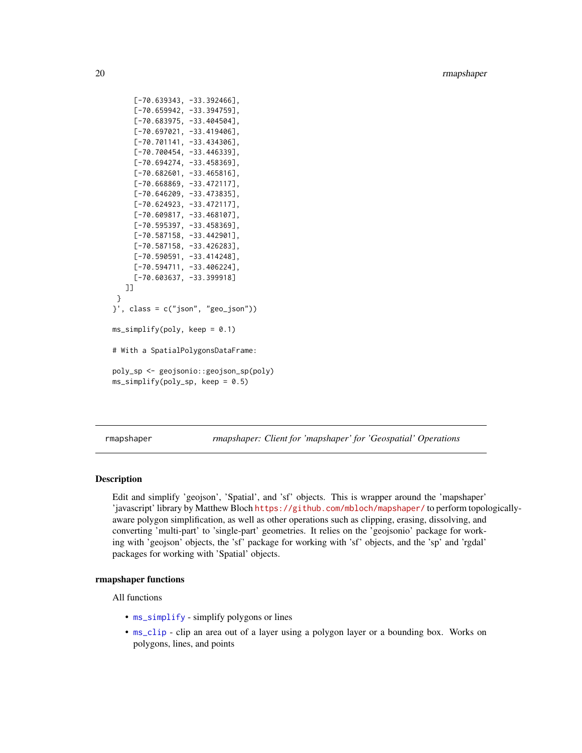```
      [-70.639343, -33.392466],
      [-70.659942, -33.394759],
      [-70.683975, -33.404504],
      [-70.697021, -33.419406],
      [-70.701141, -33.434306],
      [-70.700454, -33.446339],
      [-70.694274, -33.458369],
      [-70.682601, -33.465816],
      [-70.668869, -33.472117],
      [-70.646209, -33.473835],
      [-70.624923, -33.472117],
      [-70.609817, -33.468107],
      [-70.595397, -33.458369],
      [-70.587158, -33.442901],
      [-70.587158, -33.426283],
      [-70.590591, -33.414248],
      [-70.594711, -33.406224],
      [-70.603637, -33.399918]
    ]]
  }
}', class = c("json", "geo_json"))

ms_simplify(poly, keep = 0.1)

# With a SpatialPolygonsDataFrame:

poly_sp <- geojsonio::geojson_sp(poly)
ms_simplify(poly_sp, keep = 0.5)
```

---

rmapshaper — *rmapshaper: Client for 'mapshaper' for 'Geospatial' Operations*

---

### Description

Edit and simplify 'geojson', 'Spatial', and 'sf' objects. This is wrapper around the 'mapshaper' 'javascript' library by Matthew Bloch https://github.com/mbloch/mapshaper/ to perform topologically-aware polygon simplification, as well as other operations such as clipping, erasing, dissolving, and converting 'multi-part' to 'single-part' geometries. It relies on the 'geojsonio' package for working with 'geojson' objects, the 'sf' package for working with 'sf' objects, and the 'sp' and 'rgdal' packages for working with 'Spatial' objects.

### rmapshaper functions

All functions

- ms_simplify - simplify polygons or lines
- ms_clip - clip an area out of a layer using a polygon layer or a bounding box. Works on polygons, lines, and points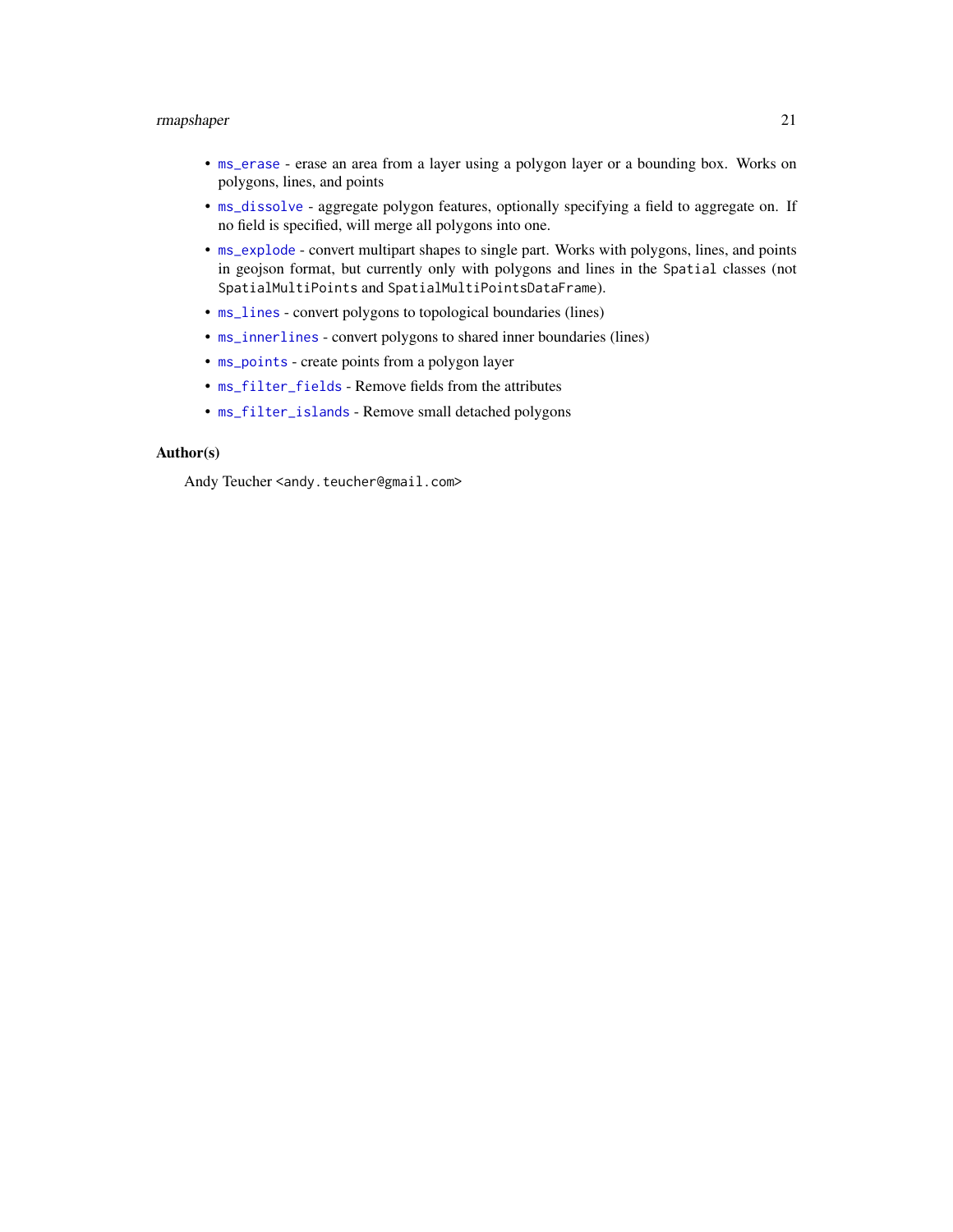- `ms_erase` - erase an area from a layer using a polygon layer or a bounding box. Works on polygons, lines, and points
- `ms_dissolve` - aggregate polygon features, optionally specifying a field to aggregate on. If no field is specified, will merge all polygons into one.
- `ms_explode` - convert multipart shapes to single part. Works with polygons, lines, and points in geojson format, but currently only with polygons and lines in the `Spatial` classes (not `SpatialMultiPoints` and `SpatialMultiPointsDataFrame`).
- `ms_lines` - convert polygons to topological boundaries (lines)
- `ms_innerlines` - convert polygons to shared inner boundaries (lines)
- `ms_points` - create points from a polygon layer
- `ms_filter_fields` - Remove fields from the attributes
- `ms_filter_islands` - Remove small detached polygons

### Author(s)

Andy Teucher <`andy.teucher@gmail.com`>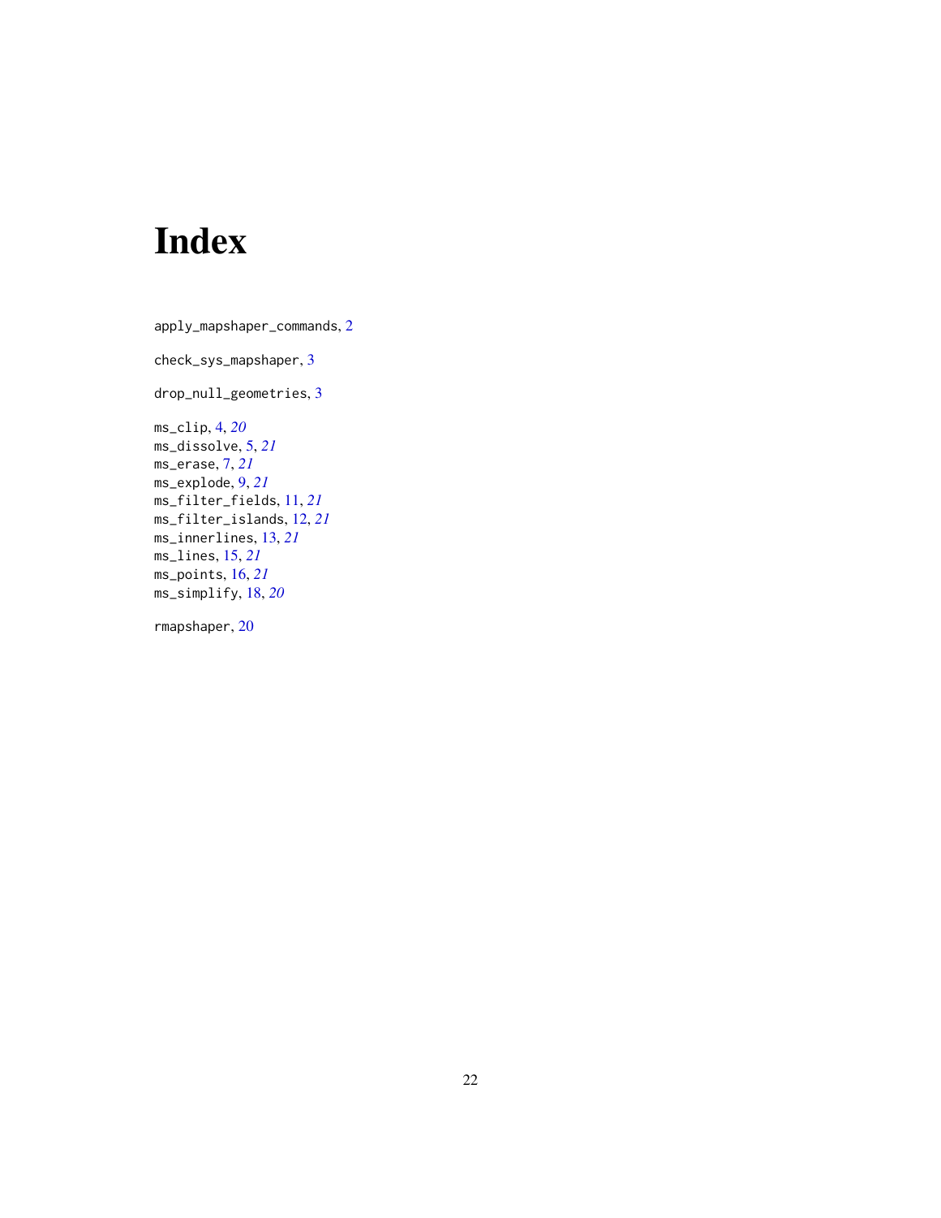# Index

apply_mapshaper_commands, 2

check_sys_mapshaper, 3

drop_null_geometries, 3

ms_clip, 4, *20*
ms_dissolve, 5, *21*
ms_erase, 7, *21*
ms_explode, 9, *21*
ms_filter_fields, 11, *21*
ms_filter_islands, 12, *21*
ms_innerlines, 13, *21*
ms_lines, 15, *21*
ms_points, 16, *21*
ms_simplify, 18, *20*

rmapshaper, 20